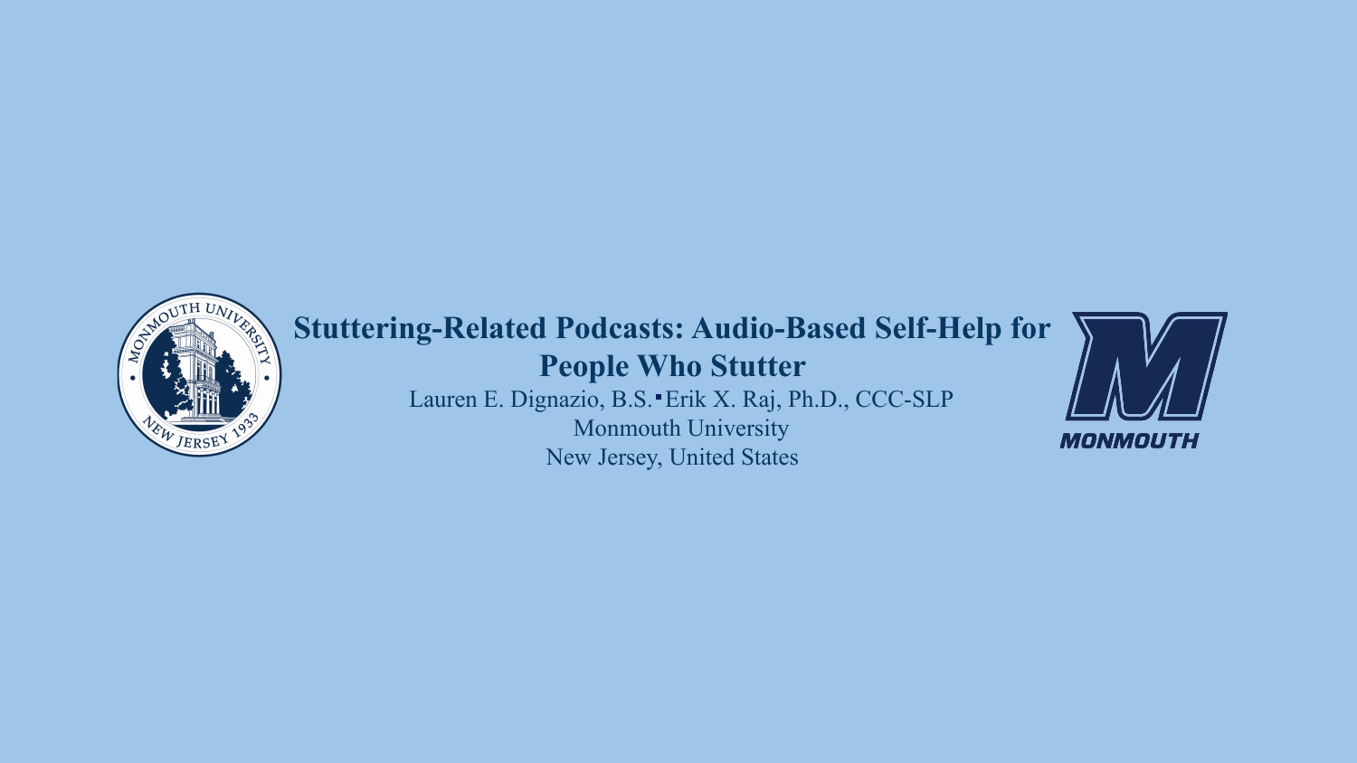# Stuttering-Related Podcasts: Audio-Based Self-Help for People Who Stutter

Lauren E. Dignazio, B.S. ▪ Erik X. Raj, Ph.D., CCC-SLP

Monmouth University

New Jersey, United States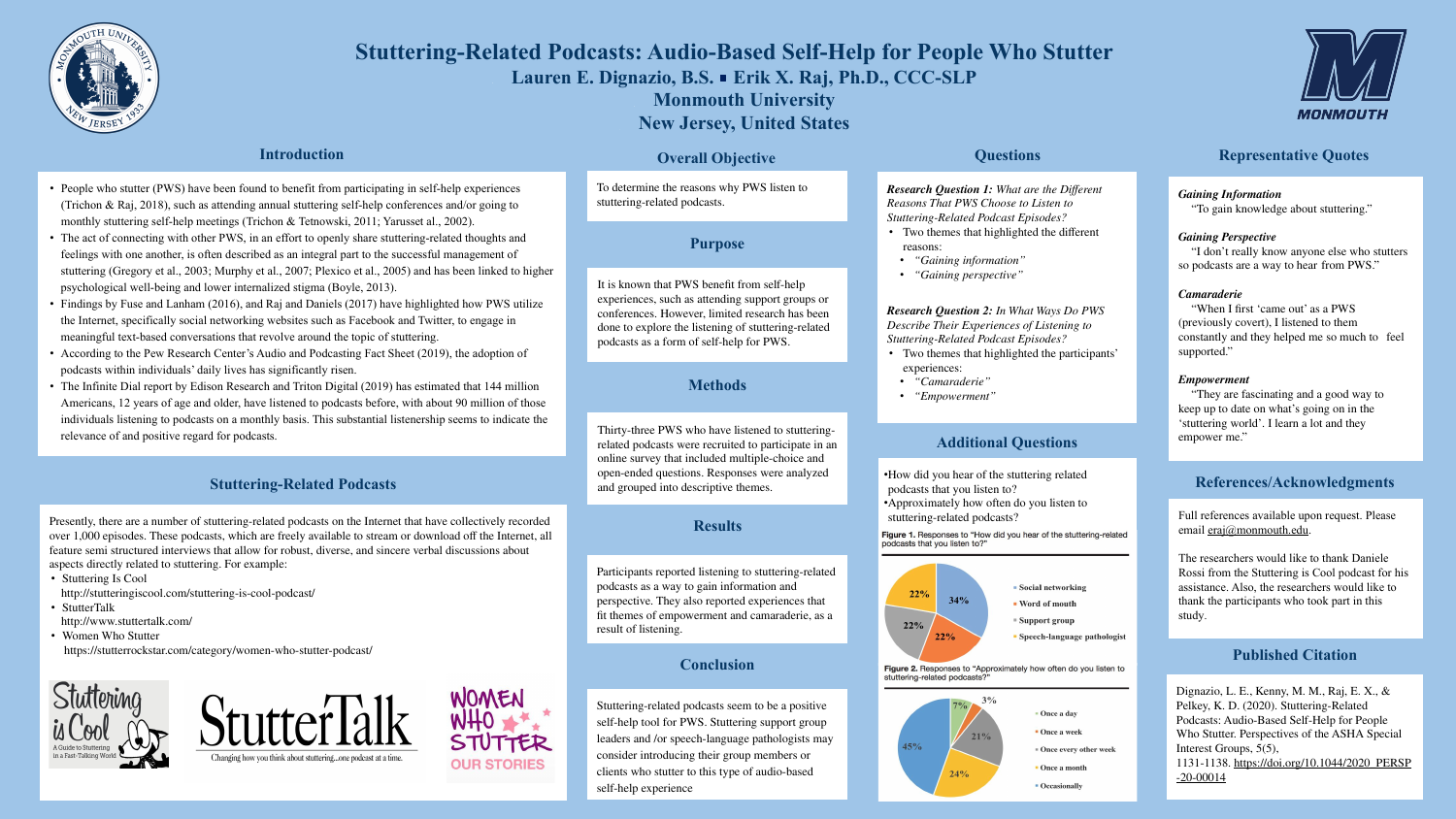# Stuttering-Related Podcasts: Audio-Based Self-Help for People Who Stutter

**Lauren E. Dignazio, B.S. ▪ Erik X. Raj, Ph.D., CCC-SLP**

**Monmouth University**

**New Jersey, United States**

## Introduction

- People who stutter (PWS) have been found to benefit from participating in self-help experiences (Trichon & Raj, 2018), such as attending annual stuttering self-help conferences and/or going to monthly stuttering self-help meetings (Trichon & Tetnowski, 2011; Yarusset al., 2002).
- The act of connecting with other PWS, in an effort to openly share stuttering-related thoughts and feelings with one another, is often described as an integral part to the successful management of stuttering (Gregory et al., 2003; Murphy et al., 2007; Plexico et al., 2005) and has been linked to higher psychological well-being and lower internalized stigma (Boyle, 2013).
- Findings by Fuse and Lanham (2016), and Raj and Daniels (2017) have highlighted how PWS utilize the Internet, specifically social networking websites such as Facebook and Twitter, to engage in meaningful text-based conversations that revolve around the topic of stuttering.
- According to the Pew Research Center's Audio and Podcasting Fact Sheet (2019), the adoption of podcasts within individuals' daily lives has significantly risen.
- The Infinite Dial report by Edison Research and Triton Digital (2019) has estimated that 144 million Americans, 12 years of age and older, have listened to podcasts before, with about 90 million of those individuals listening to podcasts on a monthly basis. This substantial listenership seems to indicate the relevance of and positive regard for podcasts.

## Stuttering-Related Podcasts

Presently, there are a number of stuttering-related podcasts on the Internet that have collectively recorded over 1,000 episodes. These podcasts, which are freely available to stream or download off the Internet, all feature semi structured interviews that allow for robust, diverse, and sincere verbal discussions about aspects directly related to stuttering. For example:

- Stuttering Is Cool
  http://stutteringiscool.com/stuttering-is-cool-podcast/
- StutterTalk
  http://www.stuttertalk.com/
- Women Who Stutter
  https://stutterrockstar.com/category/women-who-stutter-podcast/

Stuttering is Cool — A Guide to Stuttering in a Fast-Talking World

StutterTalk — Changing how you think about stuttering...one podcast at a time.

WOMEN WHO STUTTER — OUR STORIES

## Overall Objective

To determine the reasons why PWS listen to stuttering-related podcasts.

## Purpose

It is known that PWS benefit from self-help experiences, such as attending support groups or conferences. However, limited research has been done to explore the listening of stuttering-related podcasts as a form of self-help for PWS.

## Methods

Thirty-three PWS who have listened to stuttering-related podcasts were recruited to participate in an online survey that included multiple-choice and open-ended questions. Responses were analyzed and grouped into descriptive themes.

## Results

Participants reported listening to stuttering-related podcasts as a way to gain information and perspective. They also reported experiences that fit themes of empowerment and camaraderie, as a result of listening.

## Conclusion

Stuttering-related podcasts seem to be a positive self-help tool for PWS. Stuttering support group leaders and /or speech-language pathologists may consider introducing their group members or clients who stutter to this type of audio-based self-help experience

## Questions

*Research Question 1: What are the Different Reasons That PWS Choose to Listen to Stuttering-Related Podcast Episodes?*

- Two themes that highlighted the different reasons:
  - *"Gaining information"*
  - *"Gaining perspective"*

*Research Question 2: In What Ways Do PWS Describe Their Experiences of Listening to Stuttering-Related Podcast Episodes?*

- Two themes that highlighted the participants' experiences:
  - *"Camaraderie"*
  - *"Empowerment"*

## Additional Questions

- How did you hear of the stuttering related podcasts that you listen to?
- Approximately how often do you listen to stuttering-related podcasts?

**Figure 1.** Responses to "How did you hear of the stuttering-related podcasts that you listen to?"

34%
22%
22%
22%

Social networking
Word of mouth
Support group
Speech-language pathologist

**Figure 2.** Responses to "Approximately how often do you listen to stuttering-related podcasts?"

7%
3%
21%
24%
45%

Once a day
Once a week
Once every other week
Once a month
Occasionally

## Representative Quotes

***Gaining Information***

"To gain knowledge about stuttering."

***Gaining Perspective***

"I don't really know anyone else who stutters so podcasts are a way to hear from PWS."

***Camaraderie***

"When I first 'came out' as a PWS (previously covert), I listened to them constantly and they helped me so much to feel supported."

***Empowerment***

"They are fascinating and a good way to keep up to date on what's going on in the 'stuttering world'. I learn a lot and they empower me."

## References/Acknowledgments

Full references available upon request. Please email eraj@monmouth.edu.

The researchers would like to thank Daniele Rossi from the Stuttering is Cool podcast for his assistance. Also, the researchers would like to thank the participants who took part in this study.

## Published Citation

Dignazio, L. E., Kenny, M. M., Raj, E. X., & Pelkey, K. D. (2020). Stuttering-Related Podcasts: Audio-Based Self-Help for People Who Stutter. Perspectives of the ASHA Special Interest Groups, 5(5), 1131-1138. https://doi.org/10.1044/2020_PERSP-20-00014